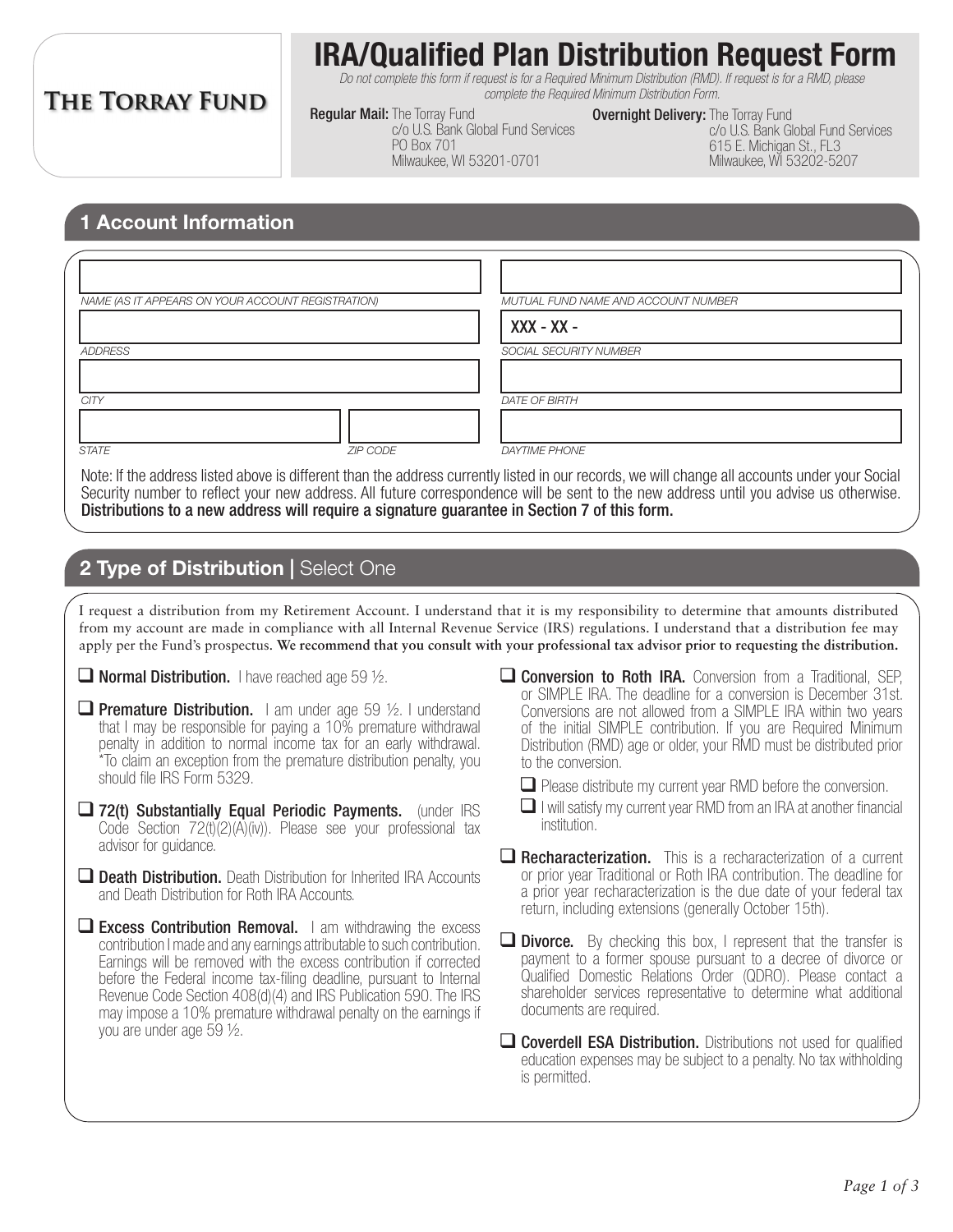**The Torray Fund**

# IRA/Qualified Plan Distribution Request Form

*Do not complete this form if request is for a Required Minimum Distribution (RMD). If request is for a RMD, please complete the Required Minimum Distribution Form.*

**Regular Mail:** The Torray Fund
c/o U.S. Bank Global Fund Services
PO Box 701
Milwaukee, WI 53201-0701

**Overnight Delivery:** The Torray Fund
c/o U.S. Bank Global Fund Services
615 E. Michigan St., FL3
Milwaukee, WI 53202-5207

## 1 Account Information

| | |
|---|---|
| NAME (AS IT APPEARS ON YOUR ACCOUNT REGISTRATION) | MUTUAL FUND NAME AND ACCOUNT NUMBER |
| ADDRESS | SOCIAL SECURITY NUMBER: XXX - XX - |
| CITY | DATE OF BIRTH |
| STATE / ZIP CODE | DAYTIME PHONE |

Note: If the address listed above is different than the address currently listed in our records, we will change all accounts under your Social Security number to reflect your new address. All future correspondence will be sent to the new address until you advise us otherwise. **Distributions to a new address will require a signature guarantee in Section 7 of this form.**

## 2 Type of Distribution | Select One

I request a distribution from my Retirement Account. I understand that it is my responsibility to determine that amounts distributed from my account are made in compliance with all Internal Revenue Service (IRS) regulations. I understand that a distribution fee may apply per the Fund's prospectus. **We recommend that you consult with your professional tax advisor prior to requesting the distribution.**

- ☐ **Normal Distribution.** I have reached age 59 ½.
- ☐ **Premature Distribution.** I am under age 59 ½. I understand that I may be responsible for paying a 10% premature withdrawal penalty in addition to normal income tax for an early withdrawal. *To claim an exception from the premature distribution penalty, you should file IRS Form 5329.
- ☐ **72(t) Substantially Equal Periodic Payments.** (under IRS Code Section 72(t)(2)(A)(iv)). Please see your professional tax advisor for guidance.
- ☐ **Death Distribution.** Death Distribution for Inherited IRA Accounts and Death Distribution for Roth IRA Accounts.
- ☐ **Excess Contribution Removal.** I am withdrawing the excess contribution I made and any earnings attributable to such contribution. Earnings will be removed with the excess contribution if corrected before the Federal income tax-filing deadline, pursuant to Internal Revenue Code Section 408(d)(4) and IRS Publication 590. The IRS may impose a 10% premature withdrawal penalty on the earnings if you are under age 59 ½.
- ☐ **Conversion to Roth IRA.** Conversion from a Traditional, SEP, or SIMPLE IRA. The deadline for a conversion is December 31st. Conversions are not allowed from a SIMPLE IRA within two years of the initial SIMPLE contribution. If you are Required Minimum Distribution (RMD) age or older, your RMD must be distributed prior to the conversion.
  - ☐ Please distribute my current year RMD before the conversion.
  - ☐ I will satisfy my current year RMD from an IRA at another financial institution.
- ☐ **Recharacterization.** This is a recharacterization of a current or prior year Traditional or Roth IRA contribution. The deadline for a prior year recharacterization is the due date of your federal tax return, including extensions (generally October 15th).
- ☐ **Divorce.** By checking this box, I represent that the transfer is payment to a former spouse pursuant to a decree of divorce or Qualified Domestic Relations Order (QDRO). Please contact a shareholder services representative to determine what additional documents are required.
- ☐ **Coverdell ESA Distribution.** Distributions not used for qualified education expenses may be subject to a penalty. No tax withholding is permitted.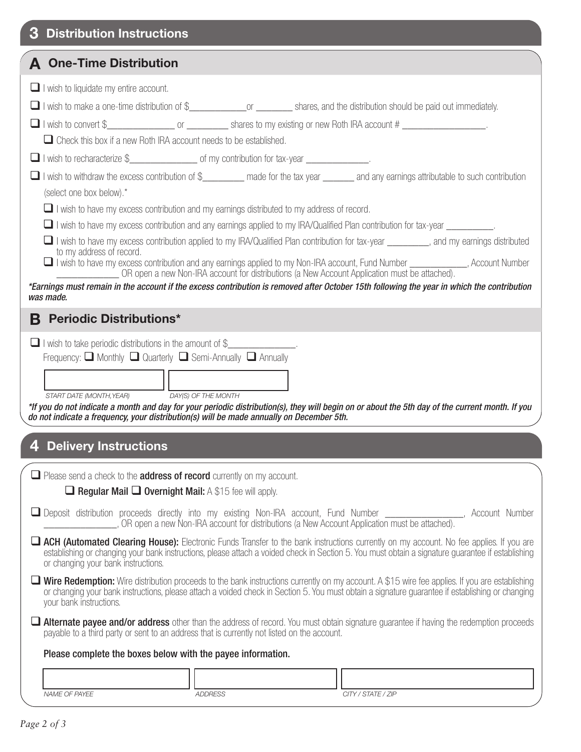## 3 Distribution Instructions

### A One-Time Distribution

- ☐ I wish to liquidate my entire account.
- ☐ I wish to make a one-time distribution of $____________or ________ shares, and the distribution should be paid out immediately.
- ☐ I wish to convert $______________ or _________ shares to my existing or new Roth IRA account # __________________.
  - ☐ Check this box if a new Roth IRA account needs to be established.
- ☐ I wish to recharacterize $______________ of my contribution for tax-year _____________.
- ☐ I wish to withdraw the excess contribution of $_________ made for the tax year _______ and any earnings attributable to such contribution (select one box below).*
  - ☐ I wish to have my excess contribution and my earnings distributed to my address of record.
  - ☐ I wish to have my excess contribution and any earnings applied to my IRA/Qualified Plan contribution for tax-year __________.
  - ☐ I wish to have my excess contribution applied to my IRA/Qualified Plan contribution for tax-year _________, and my earnings distributed to my address of record.
  - ☐ I wish to have my excess contribution and any earnings applied to my Non-IRA account, Fund Number ____________, Account Number _____________ OR open a new Non-IRA account for distributions (a New Account Application must be attached).

*\*Earnings must remain in the account if the excess contribution is removed after October 15th following the year in which the contribution was made.*

### B Periodic Distributions*

☐ I wish to take periodic distributions in the amount of $______________.

Frequency: ☐ Monthly ☐ Quarterly ☐ Semi-Annually ☐ Annually

| START DATE (MONTH,YEAR) | DAY(S) OF THE MONTH |
|---|---|
| | |

*\*If you do not indicate a month and day for your periodic distribution(s), they will begin on or about the 5th day of the current month. If you do not indicate a frequency, your distribution(s) will be made annually on December 5th.*

## 4 Delivery Instructions

- ☐ Please send a check to the **address of record** currently on my account.
  - ☐ **Regular Mail** ☐ **Overnight Mail:** A $15 fee will apply.
- ☐ Deposit distribution proceeds directly into my existing Non-IRA account, Fund Number ________________, Account Number _______________, OR open a new Non-IRA account for distributions (a New Account Application must be attached).
- ☐ **ACH (Automated Clearing House):** Electronic Funds Transfer to the bank instructions currently on my account. No fee applies. If you are establishing or changing your bank instructions, please attach a voided check in Section 5. You must obtain a signature guarantee if establishing or changing your bank instructions.
- ☐ **Wire Redemption:** Wire distribution proceeds to the bank instructions currently on my account. A $15 wire fee applies. If you are establishing or changing your bank instructions, please attach a voided check in Section 5. You must obtain a signature guarantee if establishing or changing your bank instructions.
- ☐ **Alternate payee and/or address** other than the address of record. You must obtain signature guarantee if having the redemption proceeds payable to a third party or sent to an address that is currently not listed on the account.

**Please complete the boxes below with the payee information.**

| NAME OF PAYEE | ADDRESS | CITY / STATE / ZIP |
|---|---|---|
| | | |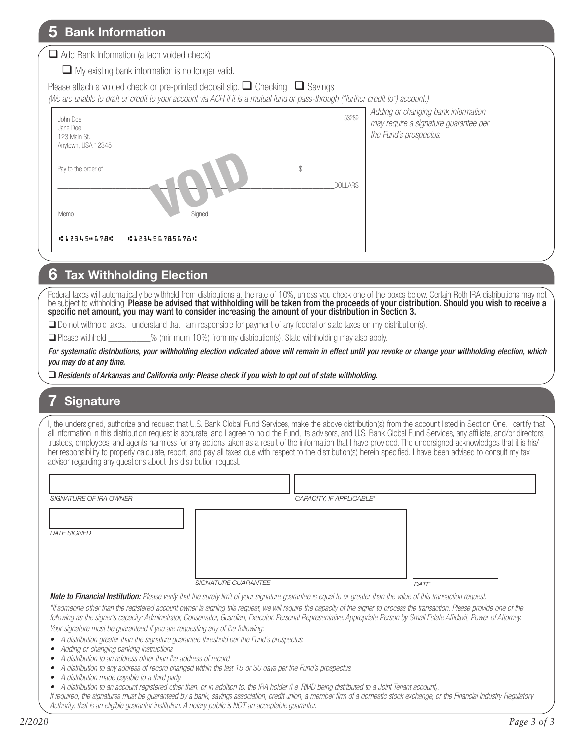## 5 Bank Information

☐ Add Bank Information (attach voided check)

☐ My existing bank information is no longer valid.

Please attach a voided check or pre-printed deposit slip. ☐ Checking ☐ Savings

*(We are unable to draft or credit to your account via ACH if it is a mutual fund or pass-through ("further credit to") account.)*

John Doe
Jane Doe
123 Main St.
Anytown, USA 12345

53289

Pay to the order of ______________________ $ __________

______________________ DOLLARS

VOID

Memo__________ Signed__________

⑆12345⑉678⑆ ⑆123456785678⑆

*Adding or changing bank information may require a signature guarantee per the Fund's prospectus.*

## 6 Tax Withholding Election

Federal taxes will automatically be withheld from distributions at the rate of 10%, unless you check one of the boxes below. Certain Roth IRA distributions may not be subject to withholding. **Please be advised that withholding will be taken from the proceeds of your distribution. Should you wish to receive a specific net amount, you may want to consider increasing the amount of your distribution in Section 3.**

☐ Do not withhold taxes. I understand that I am responsible for payment of any federal or state taxes on my distribution(s).

☐ Please withhold __________% (minimum 10%) from my distribution(s). State withholding may also apply.

***For systematic distributions, your withholding election indicated above will remain in effect until you revoke or change your withholding election, which you may do at any time.***

☐ ***Residents of Arkansas and California only: Please check if you wish to opt out of state withholding.***

## 7 Signature

I, the undersigned, authorize and request that U.S. Bank Global Fund Services, make the above distribution(s) from the account listed in Section One. I certify that all information in this distribution request is accurate, and I agree to hold the Fund, its advisors, and U.S. Bank Global Fund Services, any affiliate, and/or directors, trustees, employees, and agents harmless for any actions taken as a result of the information that I have provided. The undersigned acknowledges that it is his/her responsibility to properly calculate, report, and pay all taxes due with respect to the distribution(s) herein specified. I have been advised to consult my tax advisor regarding any questions about this distribution request.

*SIGNATURE OF IRA OWNER*

*CAPACITY, IF APPLICABLE\**

*DATE SIGNED*

*SIGNATURE GUARANTEE*

*DATE*

***Note to Financial Institution:*** *Please verify that the surety limit of your signature guarantee is equal to or greater than the value of this transaction request.*

*\*If someone other than the registered account owner is signing this request, we will require the capacity of the signer to process the transaction. Please provide one of the following as the signer's capacity: Administrator, Conservator, Guardian, Executor, Personal Representative, Appropriate Person by Small Estate Affidavit, Power of Attorney.*

*Your signature must be guaranteed if you are requesting any of the following:*

- *A distribution greater than the signature guarantee threshold per the Fund's prospectus.*
- *Adding or changing banking instructions.*
- *A distribution to an address other than the address of record.*
- *A distribution to any address of record changed within the last 15 or 30 days per the Fund's prospectus.*
- *A distribution made payable to a third party.*
- *A distribution to an account registered other than, or in addition to, the IRA holder (i.e. RMD being distributed to a Joint Tenant account).*

*If required, the signatures must be guaranteed by a bank, savings association, credit union, a member firm of a domestic stock exchange, or the Financial Industry Regulatory Authority, that is an eligible guarantor institution. A notary public is NOT an acceptable guarantor.*

2/2020